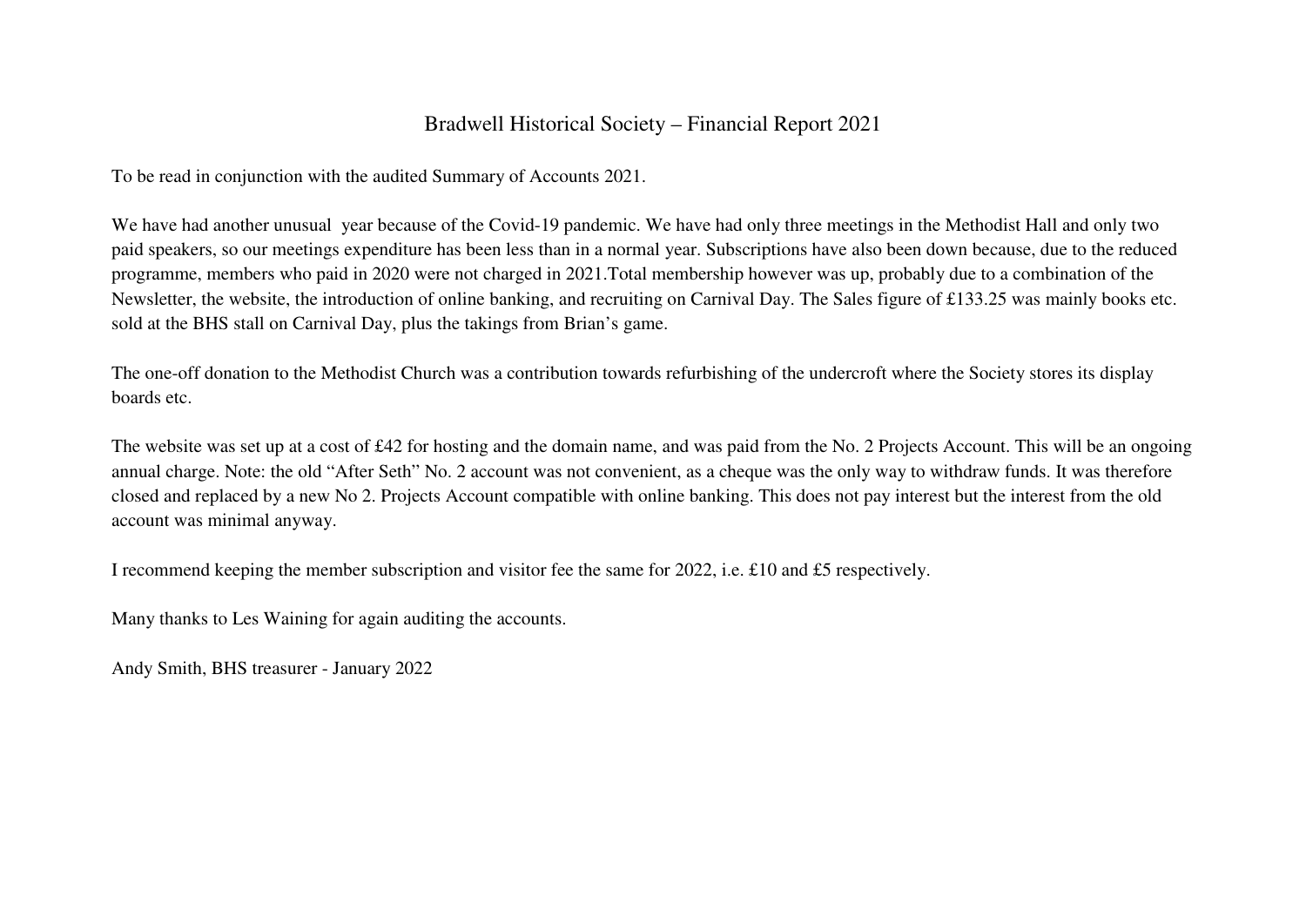# Bradwell Historical Society – Financial Report 2021

To be read in conjunction with the audited Summary of Accounts 2021.

We have had another unusual year because of the Covid-19 pandemic. We have had only three meetings in the Methodist Hall and only two paid speakers, so our meetings expenditure has been less than in a normal year. Subscriptions have also been down because, due to the reduced programme, members who paid in 2020 were not charged in 2021.Total membership however was up, probably due to a combination of the Newsletter, the website, the introduction of online banking, and recruiting on Carnival Day. The Sales figure of £133.25 was mainly books etc. sold at the BHS stall on Carnival Day, plus the takings from Brian's game.

The one-off donation to the Methodist Church was a contribution towards refurbishing of the undercroft where the Society stores its display boards etc.

The website was set up at a cost of £42 for hosting and the domain name, and was paid from the No. 2 Projects Account. This will be an ongoing annual charge. Note: the old "After Seth" No. 2 account was not convenient, as a cheque was the only way to withdraw funds. It was therefore closed and replaced by a new No 2. Projects Account compatible with online banking. This does not pay interest but the interest from the old account was minimal anyway.

I recommend keeping the member subscription and visitor fee the same for 2022, i.e. £10 and £5 respectively.

Many thanks to Les Waining for again auditing the accounts.

Andy Smith, BHS treasurer - January 2022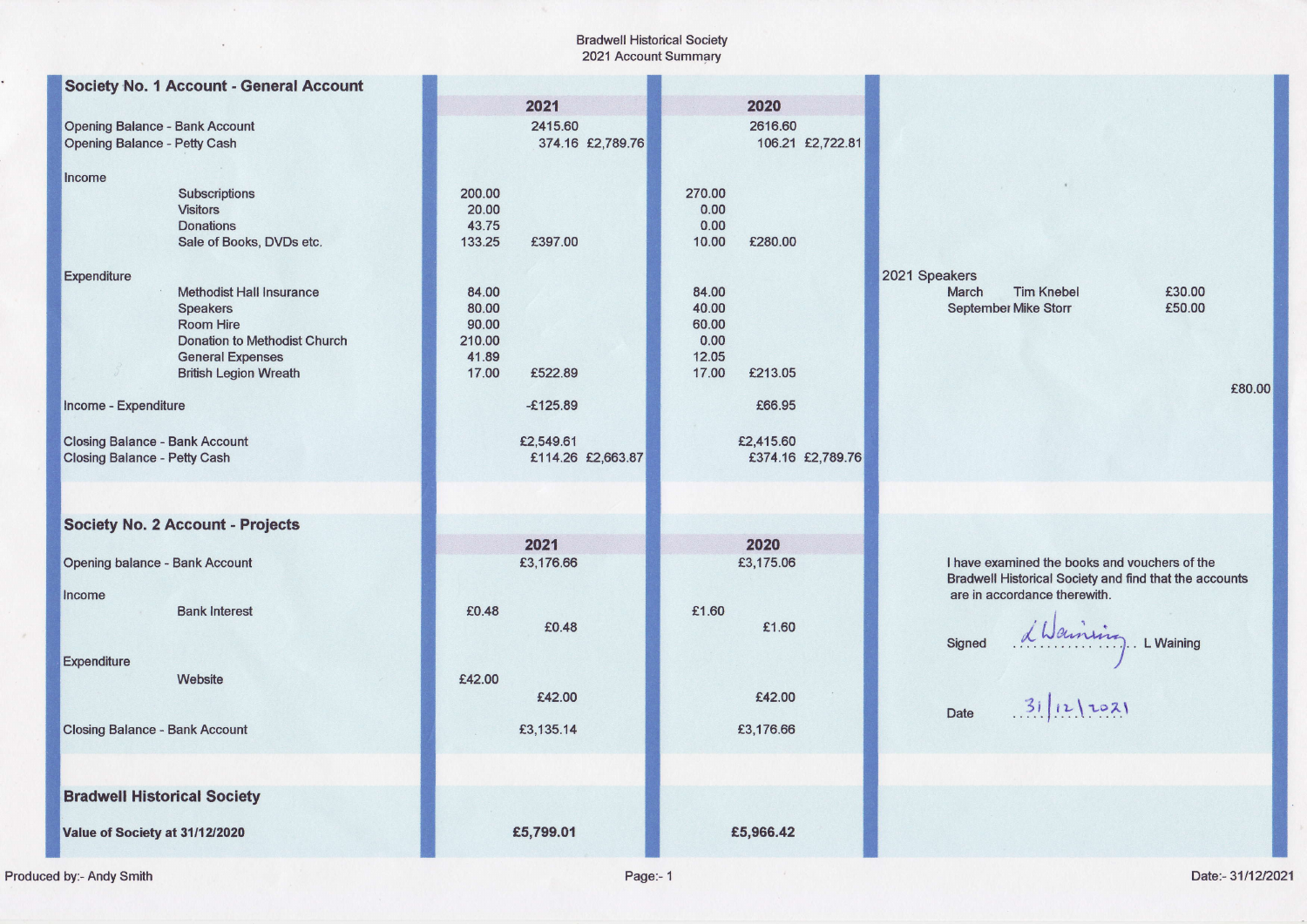Bradwell Historical Society
2021 Account Summary

## Society No. 1 Account - General Account

| | | | 2021 | | 2020 | |
|---|---|---|---|---|---|---|
| Opening Balance - Bank Account | | | 2415.60 | | 2616.60 | |
| Opening Balance - Petty Cash | | | 374.16 | £2,789.76 | 106.21 | £2,722.81 |
| Income | | | | | | |
| | Subscriptions | 200.00 | | 270.00 | | |
| | Visitors | 20.00 | | 0.00 | | |
| | Donations | 43.75 | | 0.00 | | |
| | Sale of Books, DVDs etc. | 133.25 | £397.00 | 10.00 | £280.00 | |
| Expenditure | | | | | | |
| | Methodist Hall Insurance | 84.00 | | 84.00 | | |
| | Speakers | 80.00 | | 40.00 | | |
| | Room Hire | 90.00 | | 60.00 | | |
| | Donation to Methodist Church | 210.00 | | 0.00 | | |
| | General Expenses | 41.89 | | 12.05 | | |
| | British Legion Wreath | 17.00 | £522.89 | 17.00 | £213.05 | |
| Income - Expenditure | | | -£125.89 | | £66.95 | |
| Closing Balance - Bank Account | | | £2,549.61 | | £2,415.60 | |
| Closing Balance - Petty Cash | | | £114.26 | £2,663.87 | £374.16 | £2,789.76 |

2021 Speakers

| | | |
|---|---|---|
| March | Tim Knebel | £30.00 |
| September | Mike Storr | £50.00 |
| | | £80.00 |

## Society No. 2 Account - Projects

| | | | 2021 | | 2020 |
|---|---|---|---|---|---|
| Opening balance - Bank Account | | | £3,176.66 | | £3,175.06 |
| Income | | | | | |
| | Bank Interest | £0.48 | | £1.60 | |
| | | | £0.48 | | £1.60 |
| Expenditure | | | | | |
| | Website | £42.00 | | | |
| | | | £42.00 | | £42.00 |
| Closing Balance - Bank Account | | | £3,135.14 | | £3,176.66 |

I have examined the books and vouchers of the Bradwell Historical Society and find that the accounts are in accordance therewith.

Signed *L Waining* L Waining

Date 31/12/2021

## Bradwell Historical Society

| | | |
|---|---|---|
| Value of Society at 31/12/2020 | £5,799.01 | £5,966.42 |

Produced by:- Andy Smith

Date:- 31/12/2021